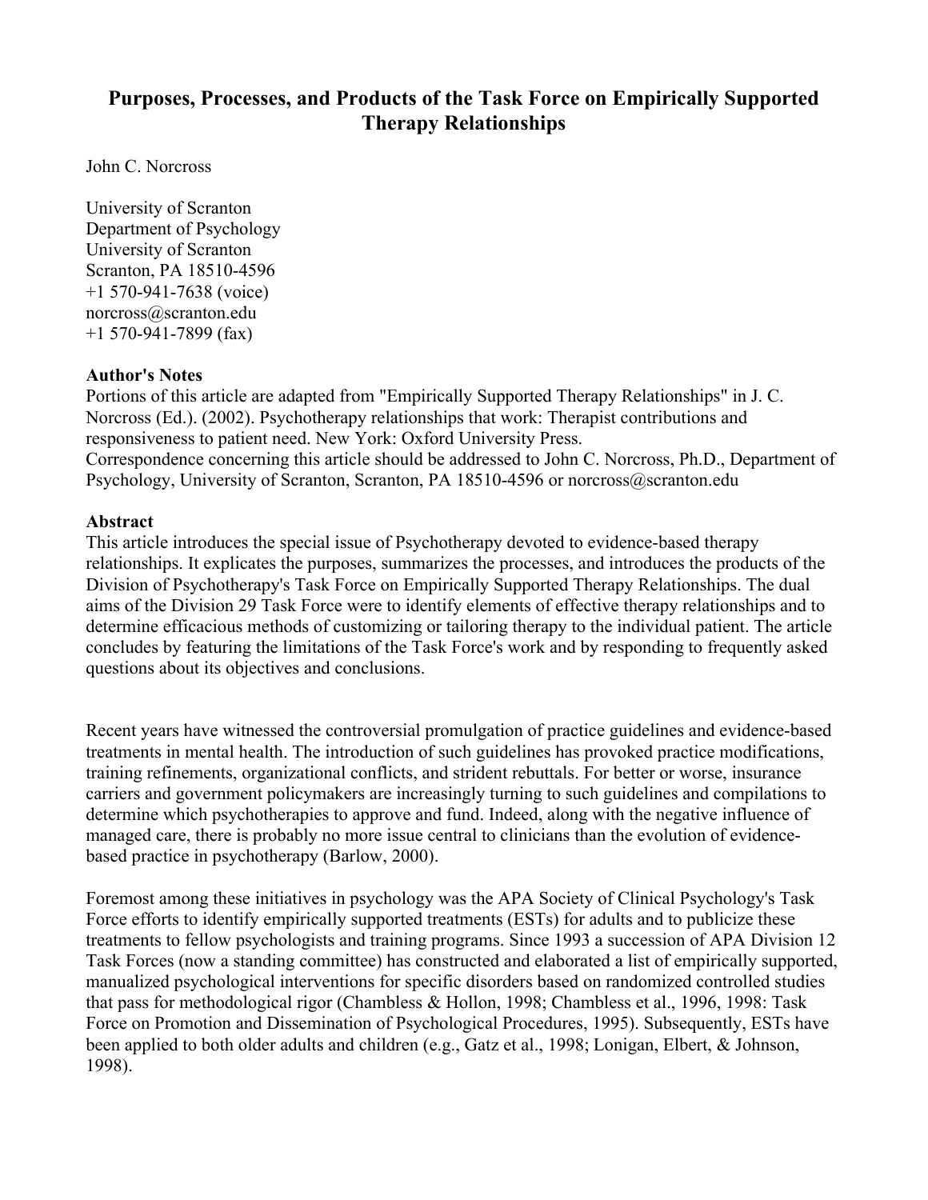# Purposes, Processes, and Products of the Task Force on Empirically Supported Therapy Relationships

John C. Norcross

University of Scranton
Department of Psychology
University of Scranton
Scranton, PA 18510-4596
+1 570-941-7638 (voice)
norcross@scranton.edu
+1 570-941-7899 (fax)

**Author's Notes**

Portions of this article are adapted from "Empirically Supported Therapy Relationships" in J. C. Norcross (Ed.). (2002). Psychotherapy relationships that work: Therapist contributions and responsiveness to patient need. New York: Oxford University Press.
Correspondence concerning this article should be addressed to John C. Norcross, Ph.D., Department of Psychology, University of Scranton, Scranton, PA 18510-4596 or norcross@scranton.edu

**Abstract**

This article introduces the special issue of Psychotherapy devoted to evidence-based therapy relationships. It explicates the purposes, summarizes the processes, and introduces the products of the Division of Psychotherapy's Task Force on Empirically Supported Therapy Relationships. The dual aims of the Division 29 Task Force were to identify elements of effective therapy relationships and to determine efficacious methods of customizing or tailoring therapy to the individual patient. The article concludes by featuring the limitations of the Task Force's work and by responding to frequently asked questions about its objectives and conclusions.

Recent years have witnessed the controversial promulgation of practice guidelines and evidence-based treatments in mental health. The introduction of such guidelines has provoked practice modifications, training refinements, organizational conflicts, and strident rebuttals. For better or worse, insurance carriers and government policymakers are increasingly turning to such guidelines and compilations to determine which psychotherapies to approve and fund. Indeed, along with the negative influence of managed care, there is probably no more issue central to clinicians than the evolution of evidence-based practice in psychotherapy (Barlow, 2000).

Foremost among these initiatives in psychology was the APA Society of Clinical Psychology's Task Force efforts to identify empirically supported treatments (ESTs) for adults and to publicize these treatments to fellow psychologists and training programs. Since 1993 a succession of APA Division 12 Task Forces (now a standing committee) has constructed and elaborated a list of empirically supported, manualized psychological interventions for specific disorders based on randomized controlled studies that pass for methodological rigor (Chambless & Hollon, 1998; Chambless et al., 1996, 1998: Task Force on Promotion and Dissemination of Psychological Procedures, 1995). Subsequently, ESTs have been applied to both older adults and children (e.g., Gatz et al., 1998; Lonigan, Elbert, & Johnson, 1998).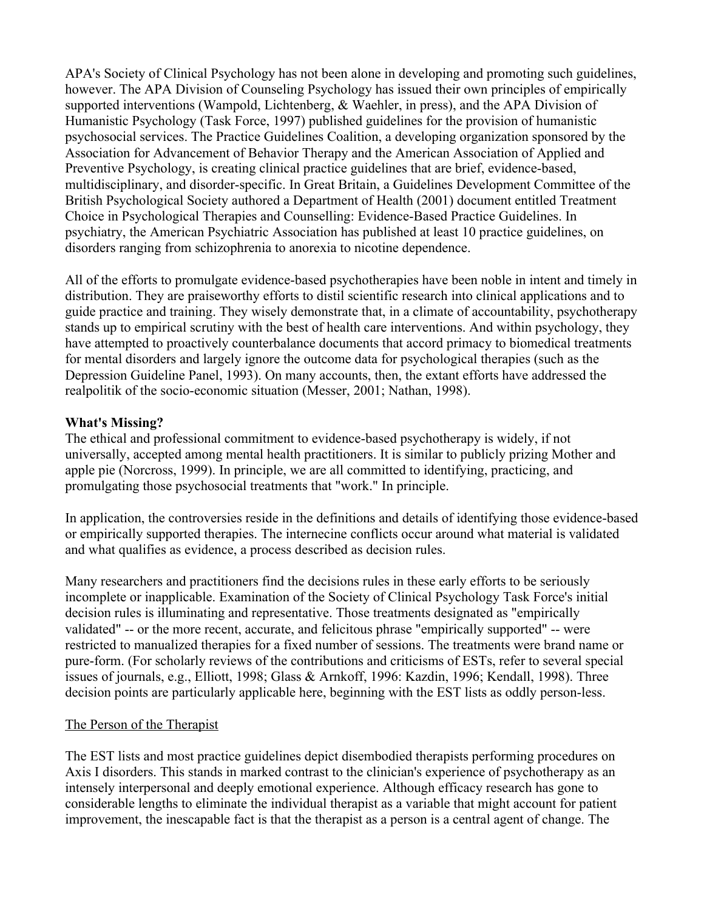APA's Society of Clinical Psychology has not been alone in developing and promoting such guidelines, however. The APA Division of Counseling Psychology has issued their own principles of empirically supported interventions (Wampold, Lichtenberg, & Waehler, in press), and the APA Division of Humanistic Psychology (Task Force, 1997) published guidelines for the provision of humanistic psychosocial services. The Practice Guidelines Coalition, a developing organization sponsored by the Association for Advancement of Behavior Therapy and the American Association of Applied and Preventive Psychology, is creating clinical practice guidelines that are brief, evidence-based, multidisciplinary, and disorder-specific. In Great Britain, a Guidelines Development Committee of the British Psychological Society authored a Department of Health (2001) document entitled Treatment Choice in Psychological Therapies and Counselling: Evidence-Based Practice Guidelines. In psychiatry, the American Psychiatric Association has published at least 10 practice guidelines, on disorders ranging from schizophrenia to anorexia to nicotine dependence.

All of the efforts to promulgate evidence-based psychotherapies have been noble in intent and timely in distribution. They are praiseworthy efforts to distil scientific research into clinical applications and to guide practice and training. They wisely demonstrate that, in a climate of accountability, psychotherapy stands up to empirical scrutiny with the best of health care interventions. And within psychology, they have attempted to proactively counterbalance documents that accord primacy to biomedical treatments for mental disorders and largely ignore the outcome data for psychological therapies (such as the Depression Guideline Panel, 1993). On many accounts, then, the extant efforts have addressed the realpolitik of the socio-economic situation (Messer, 2001; Nathan, 1998).

**What's Missing?**

The ethical and professional commitment to evidence-based psychotherapy is widely, if not universally, accepted among mental health practitioners. It is similar to publicly prizing Mother and apple pie (Norcross, 1999). In principle, we are all committed to identifying, practicing, and promulgating those psychosocial treatments that "work." In principle.

In application, the controversies reside in the definitions and details of identifying those evidence-based or empirically supported therapies. The internecine conflicts occur around what material is validated and what qualifies as evidence, a process described as decision rules.

Many researchers and practitioners find the decisions rules in these early efforts to be seriously incomplete or inapplicable. Examination of the Society of Clinical Psychology Task Force's initial decision rules is illuminating and representative. Those treatments designated as "empirically validated" -- or the more recent, accurate, and felicitous phrase "empirically supported" -- were restricted to manualized therapies for a fixed number of sessions. The treatments were brand name or pure-form. (For scholarly reviews of the contributions and criticisms of ESTs, refer to several special issues of journals, e.g., Elliott, 1998; Glass & Arnkoff, 1996: Kazdin, 1996; Kendall, 1998). Three decision points are particularly applicable here, beginning with the EST lists as oddly person-less.

<u>The Person of the Therapist</u>

The EST lists and most practice guidelines depict disembodied therapists performing procedures on Axis I disorders. This stands in marked contrast to the clinician's experience of psychotherapy as an intensely interpersonal and deeply emotional experience. Although efficacy research has gone to considerable lengths to eliminate the individual therapist as a variable that might account for patient improvement, the inescapable fact is that the therapist as a person is a central agent of change. The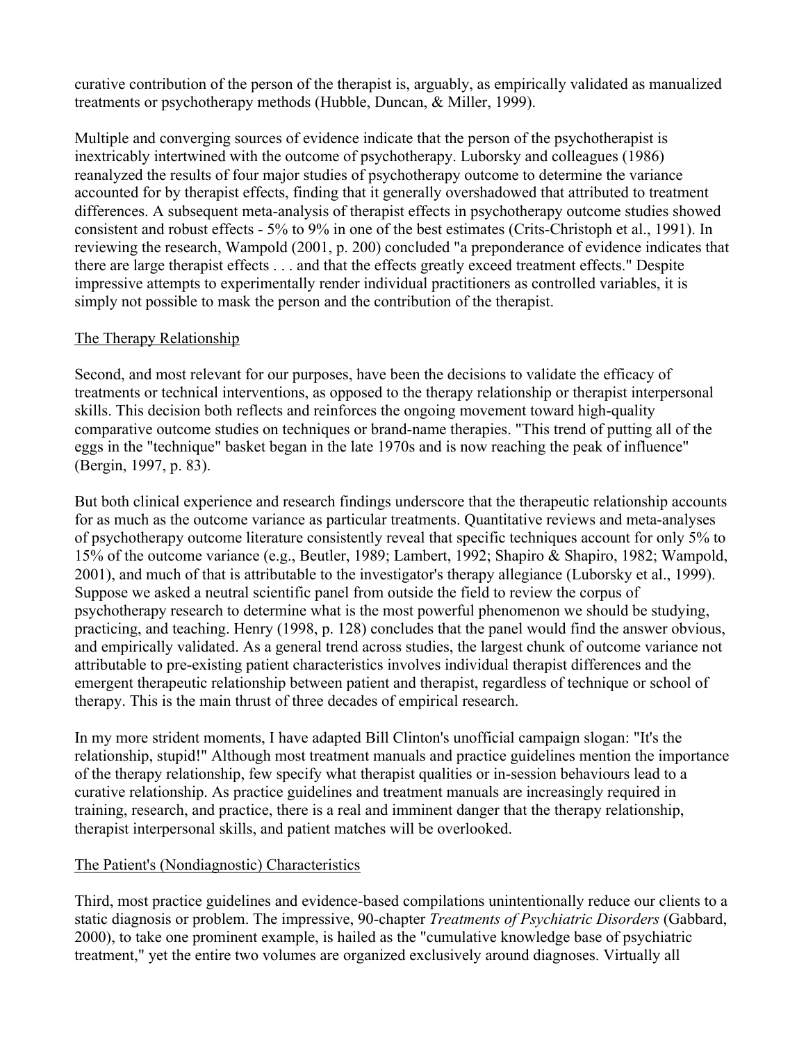curative contribution of the person of the therapist is, arguably, as empirically validated as manualized treatments or psychotherapy methods (Hubble, Duncan, & Miller, 1999).

Multiple and converging sources of evidence indicate that the person of the psychotherapist is inextricably intertwined with the outcome of psychotherapy. Luborsky and colleagues (1986) reanalyzed the results of four major studies of psychotherapy outcome to determine the variance accounted for by therapist effects, finding that it generally overshadowed that attributed to treatment differences. A subsequent meta-analysis of therapist effects in psychotherapy outcome studies showed consistent and robust effects - 5% to 9% in one of the best estimates (Crits-Christoph et al., 1991). In reviewing the research, Wampold (2001, p. 200) concluded "a preponderance of evidence indicates that there are large therapist effects . . . and that the effects greatly exceed treatment effects." Despite impressive attempts to experimentally render individual practitioners as controlled variables, it is simply not possible to mask the person and the contribution of the therapist.

## The Therapy Relationship

Second, and most relevant for our purposes, have been the decisions to validate the efficacy of treatments or technical interventions, as opposed to the therapy relationship or therapist interpersonal skills. This decision both reflects and reinforces the ongoing movement toward high-quality comparative outcome studies on techniques or brand-name therapies. "This trend of putting all of the eggs in the "technique" basket began in the late 1970s and is now reaching the peak of influence" (Bergin, 1997, p. 83).

But both clinical experience and research findings underscore that the therapeutic relationship accounts for as much as the outcome variance as particular treatments. Quantitative reviews and meta-analyses of psychotherapy outcome literature consistently reveal that specific techniques account for only 5% to 15% of the outcome variance (e.g., Beutler, 1989; Lambert, 1992; Shapiro & Shapiro, 1982; Wampold, 2001), and much of that is attributable to the investigator's therapy allegiance (Luborsky et al., 1999). Suppose we asked a neutral scientific panel from outside the field to review the corpus of psychotherapy research to determine what is the most powerful phenomenon we should be studying, practicing, and teaching. Henry (1998, p. 128) concludes that the panel would find the answer obvious, and empirically validated. As a general trend across studies, the largest chunk of outcome variance not attributable to pre-existing patient characteristics involves individual therapist differences and the emergent therapeutic relationship between patient and therapist, regardless of technique or school of therapy. This is the main thrust of three decades of empirical research.

In my more strident moments, I have adapted Bill Clinton's unofficial campaign slogan: "It's the relationship, stupid!" Although most treatment manuals and practice guidelines mention the importance of the therapy relationship, few specify what therapist qualities or in-session behaviours lead to a curative relationship. As practice guidelines and treatment manuals are increasingly required in training, research, and practice, there is a real and imminent danger that the therapy relationship, therapist interpersonal skills, and patient matches will be overlooked.

## The Patient's (Nondiagnostic) Characteristics

Third, most practice guidelines and evidence-based compilations unintentionally reduce our clients to a static diagnosis or problem. The impressive, 90-chapter *Treatments of Psychiatric Disorders* (Gabbard, 2000), to take one prominent example, is hailed as the "cumulative knowledge base of psychiatric treatment," yet the entire two volumes are organized exclusively around diagnoses. Virtually all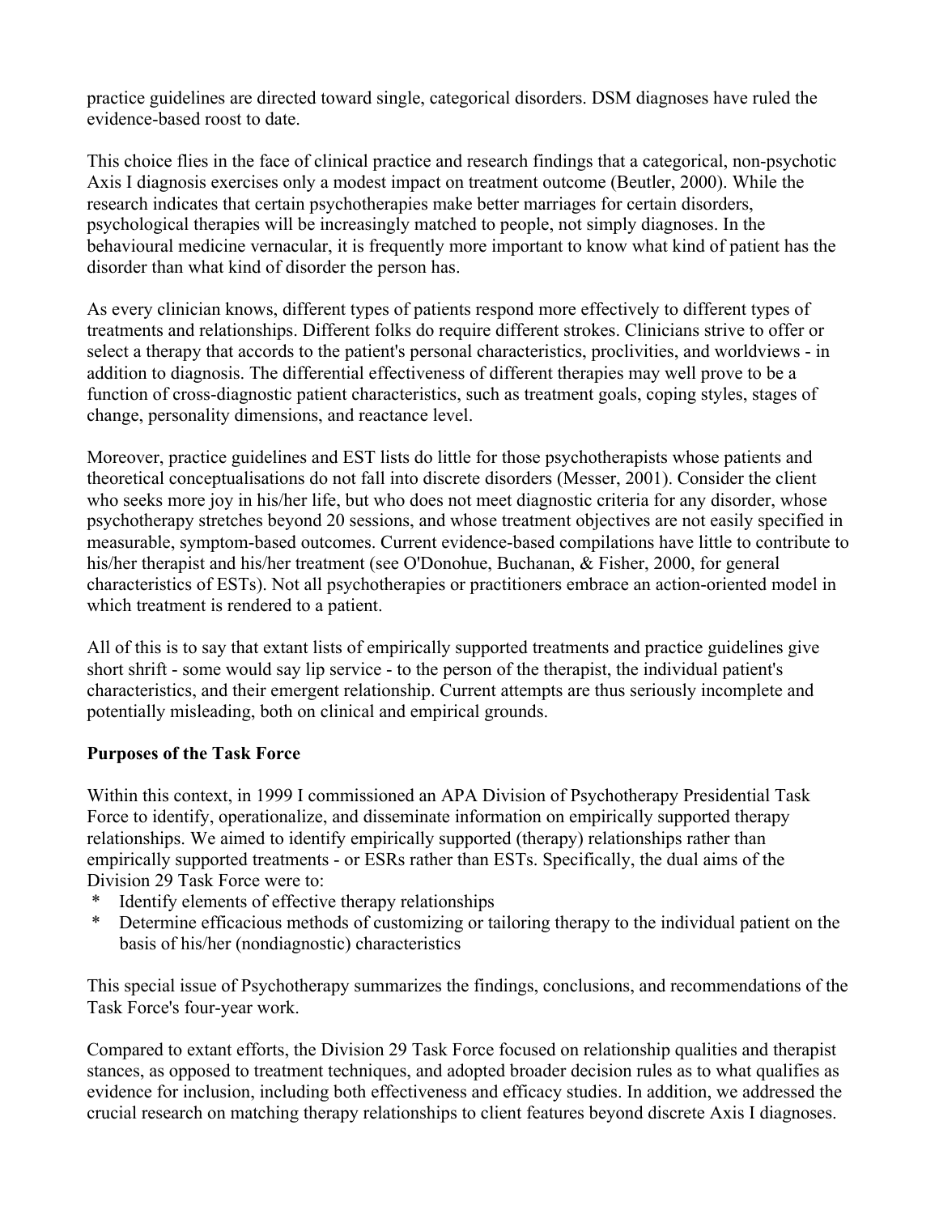practice guidelines are directed toward single, categorical disorders. DSM diagnoses have ruled the evidence-based roost to date.

This choice flies in the face of clinical practice and research findings that a categorical, non-psychotic Axis I diagnosis exercises only a modest impact on treatment outcome (Beutler, 2000). While the research indicates that certain psychotherapies make better marriages for certain disorders, psychological therapies will be increasingly matched to people, not simply diagnoses. In the behavioural medicine vernacular, it is frequently more important to know what kind of patient has the disorder than what kind of disorder the person has.

As every clinician knows, different types of patients respond more effectively to different types of treatments and relationships. Different folks do require different strokes. Clinicians strive to offer or select a therapy that accords to the patient's personal characteristics, proclivities, and worldviews - in addition to diagnosis. The differential effectiveness of different therapies may well prove to be a function of cross-diagnostic patient characteristics, such as treatment goals, coping styles, stages of change, personality dimensions, and reactance level.

Moreover, practice guidelines and EST lists do little for those psychotherapists whose patients and theoretical conceptualisations do not fall into discrete disorders (Messer, 2001). Consider the client who seeks more joy in his/her life, but who does not meet diagnostic criteria for any disorder, whose psychotherapy stretches beyond 20 sessions, and whose treatment objectives are not easily specified in measurable, symptom-based outcomes. Current evidence-based compilations have little to contribute to his/her therapist and his/her treatment (see O'Donohue, Buchanan, & Fisher, 2000, for general characteristics of ESTs). Not all psychotherapies or practitioners embrace an action-oriented model in which treatment is rendered to a patient.

All of this is to say that extant lists of empirically supported treatments and practice guidelines give short shrift - some would say lip service - to the person of the therapist, the individual patient's characteristics, and their emergent relationship. Current attempts are thus seriously incomplete and potentially misleading, both on clinical and empirical grounds.

**Purposes of the Task Force**

Within this context, in 1999 I commissioned an APA Division of Psychotherapy Presidential Task Force to identify, operationalize, and disseminate information on empirically supported therapy relationships. We aimed to identify empirically supported (therapy) relationships rather than empirically supported treatments - or ESRs rather than ESTs. Specifically, the dual aims of the Division 29 Task Force were to:

* Identify elements of effective therapy relationships
* Determine efficacious methods of customizing or tailoring therapy to the individual patient on the basis of his/her (nondiagnostic) characteristics

This special issue of Psychotherapy summarizes the findings, conclusions, and recommendations of the Task Force's four-year work.

Compared to extant efforts, the Division 29 Task Force focused on relationship qualities and therapist stances, as opposed to treatment techniques, and adopted broader decision rules as to what qualifies as evidence for inclusion, including both effectiveness and efficacy studies. In addition, we addressed the crucial research on matching therapy relationships to client features beyond discrete Axis I diagnoses.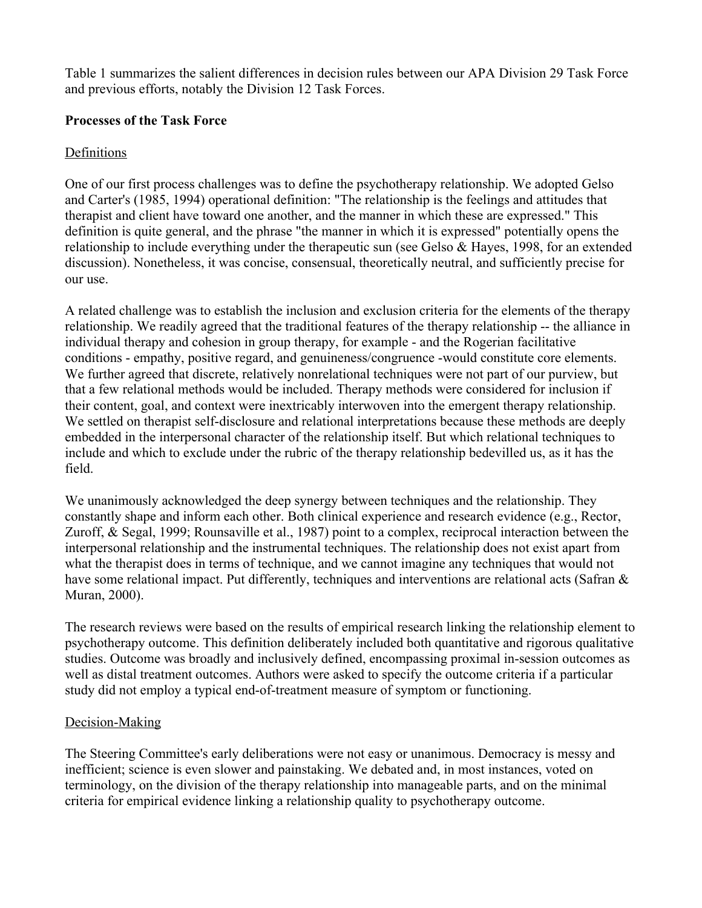Table 1 summarizes the salient differences in decision rules between our APA Division 29 Task Force and previous efforts, notably the Division 12 Task Forces.

**Processes of the Task Force**

Definitions

One of our first process challenges was to define the psychotherapy relationship. We adopted Gelso and Carter's (1985, 1994) operational definition: "The relationship is the feelings and attitudes that therapist and client have toward one another, and the manner in which these are expressed." This definition is quite general, and the phrase "the manner in which it is expressed" potentially opens the relationship to include everything under the therapeutic sun (see Gelso & Hayes, 1998, for an extended discussion). Nonetheless, it was concise, consensual, theoretically neutral, and sufficiently precise for our use.

A related challenge was to establish the inclusion and exclusion criteria for the elements of the therapy relationship. We readily agreed that the traditional features of the therapy relationship -- the alliance in individual therapy and cohesion in group therapy, for example - and the Rogerian facilitative conditions - empathy, positive regard, and genuineness/congruence -would constitute core elements. We further agreed that discrete, relatively nonrelational techniques were not part of our purview, but that a few relational methods would be included. Therapy methods were considered for inclusion if their content, goal, and context were inextricably interwoven into the emergent therapy relationship. We settled on therapist self-disclosure and relational interpretations because these methods are deeply embedded in the interpersonal character of the relationship itself. But which relational techniques to include and which to exclude under the rubric of the therapy relationship bedevilled us, as it has the field.

We unanimously acknowledged the deep synergy between techniques and the relationship. They constantly shape and inform each other. Both clinical experience and research evidence (e.g., Rector, Zuroff, & Segal, 1999; Rounsaville et al., 1987) point to a complex, reciprocal interaction between the interpersonal relationship and the instrumental techniques. The relationship does not exist apart from what the therapist does in terms of technique, and we cannot imagine any techniques that would not have some relational impact. Put differently, techniques and interventions are relational acts (Safran & Muran, 2000).

The research reviews were based on the results of empirical research linking the relationship element to psychotherapy outcome. This definition deliberately included both quantitative and rigorous qualitative studies. Outcome was broadly and inclusively defined, encompassing proximal in-session outcomes as well as distal treatment outcomes. Authors were asked to specify the outcome criteria if a particular study did not employ a typical end-of-treatment measure of symptom or functioning.

Decision-Making

The Steering Committee's early deliberations were not easy or unanimous. Democracy is messy and inefficient; science is even slower and painstaking. We debated and, in most instances, voted on terminology, on the division of the therapy relationship into manageable parts, and on the minimal criteria for empirical evidence linking a relationship quality to psychotherapy outcome.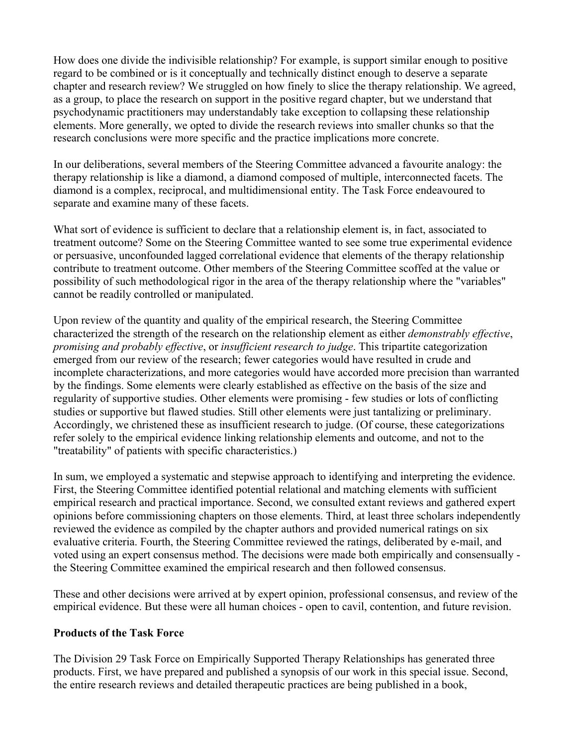How does one divide the indivisible relationship? For example, is support similar enough to positive regard to be combined or is it conceptually and technically distinct enough to deserve a separate chapter and research review? We struggled on how finely to slice the therapy relationship. We agreed, as a group, to place the research on support in the positive regard chapter, but we understand that psychodynamic practitioners may understandably take exception to collapsing these relationship elements. More generally, we opted to divide the research reviews into smaller chunks so that the research conclusions were more specific and the practice implications more concrete.

In our deliberations, several members of the Steering Committee advanced a favourite analogy: the therapy relationship is like a diamond, a diamond composed of multiple, interconnected facets. The diamond is a complex, reciprocal, and multidimensional entity. The Task Force endeavoured to separate and examine many of these facets.

What sort of evidence is sufficient to declare that a relationship element is, in fact, associated to treatment outcome? Some on the Steering Committee wanted to see some true experimental evidence or persuasive, unconfounded lagged correlational evidence that elements of the therapy relationship contribute to treatment outcome. Other members of the Steering Committee scoffed at the value or possibility of such methodological rigor in the area of the therapy relationship where the "variables" cannot be readily controlled or manipulated.

Upon review of the quantity and quality of the empirical research, the Steering Committee characterized the strength of the research on the relationship element as either *demonstrably effective*, *promising and probably effective*, or *insufficient research to judge*. This tripartite categorization emerged from our review of the research; fewer categories would have resulted in crude and incomplete characterizations, and more categories would have accorded more precision than warranted by the findings. Some elements were clearly established as effective on the basis of the size and regularity of supportive studies. Other elements were promising - few studies or lots of conflicting studies or supportive but flawed studies. Still other elements were just tantalizing or preliminary. Accordingly, we christened these as insufficient research to judge. (Of course, these categorizations refer solely to the empirical evidence linking relationship elements and outcome, and not to the "treatability" of patients with specific characteristics.)

In sum, we employed a systematic and stepwise approach to identifying and interpreting the evidence. First, the Steering Committee identified potential relational and matching elements with sufficient empirical research and practical importance. Second, we consulted extant reviews and gathered expert opinions before commissioning chapters on those elements. Third, at least three scholars independently reviewed the evidence as compiled by the chapter authors and provided numerical ratings on six evaluative criteria. Fourth, the Steering Committee reviewed the ratings, deliberated by e-mail, and voted using an expert consensus method. The decisions were made both empirically and consensually - the Steering Committee examined the empirical research and then followed consensus.

These and other decisions were arrived at by expert opinion, professional consensus, and review of the empirical evidence. But these were all human choices - open to cavil, contention, and future revision.

**Products of the Task Force**

The Division 29 Task Force on Empirically Supported Therapy Relationships has generated three products. First, we have prepared and published a synopsis of our work in this special issue. Second, the entire research reviews and detailed therapeutic practices are being published in a book,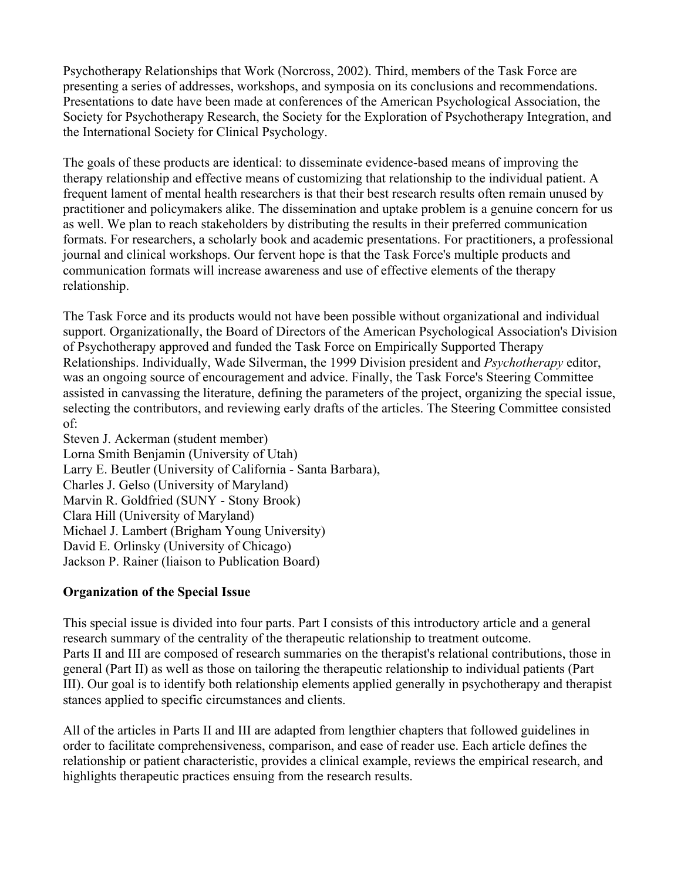Psychotherapy Relationships that Work (Norcross, 2002). Third, members of the Task Force are presenting a series of addresses, workshops, and symposia on its conclusions and recommendations. Presentations to date have been made at conferences of the American Psychological Association, the Society for Psychotherapy Research, the Society for the Exploration of Psychotherapy Integration, and the International Society for Clinical Psychology.

The goals of these products are identical: to disseminate evidence-based means of improving the therapy relationship and effective means of customizing that relationship to the individual patient. A frequent lament of mental health researchers is that their best research results often remain unused by practitioner and policymakers alike. The dissemination and uptake problem is a genuine concern for us as well. We plan to reach stakeholders by distributing the results in their preferred communication formats. For researchers, a scholarly book and academic presentations. For practitioners, a professional journal and clinical workshops. Our fervent hope is that the Task Force's multiple products and communication formats will increase awareness and use of effective elements of the therapy relationship.

The Task Force and its products would not have been possible without organizational and individual support. Organizationally, the Board of Directors of the American Psychological Association's Division of Psychotherapy approved and funded the Task Force on Empirically Supported Therapy Relationships. Individually, Wade Silverman, the 1999 Division president and *Psychotherapy* editor, was an ongoing source of encouragement and advice. Finally, the Task Force's Steering Committee assisted in canvassing the literature, defining the parameters of the project, organizing the special issue, selecting the contributors, and reviewing early drafts of the articles. The Steering Committee consisted of:

Steven J. Ackerman (student member)  
Lorna Smith Benjamin (University of Utah)  
Larry E. Beutler (University of California - Santa Barbara),  
Charles J. Gelso (University of Maryland)  
Marvin R. Goldfried (SUNY - Stony Brook)  
Clara Hill (University of Maryland)  
Michael J. Lambert (Brigham Young University)  
David E. Orlinsky (University of Chicago)  
Jackson P. Rainer (liaison to Publication Board)

**Organization of the Special Issue**

This special issue is divided into four parts. Part I consists of this introductory article and a general research summary of the centrality of the therapeutic relationship to treatment outcome.
Parts II and III are composed of research summaries on the therapist's relational contributions, those in general (Part II) as well as those on tailoring the therapeutic relationship to individual patients (Part III). Our goal is to identify both relationship elements applied generally in psychotherapy and therapist stances applied to specific circumstances and clients.

All of the articles in Parts II and III are adapted from lengthier chapters that followed guidelines in order to facilitate comprehensiveness, comparison, and ease of reader use. Each article defines the relationship or patient characteristic, provides a clinical example, reviews the empirical research, and highlights therapeutic practices ensuing from the research results.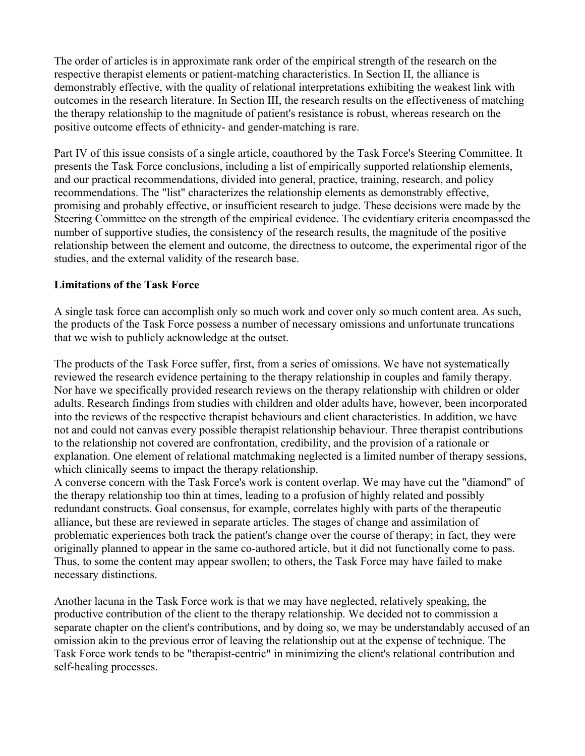The order of articles is in approximate rank order of the empirical strength of the research on the respective therapist elements or patient-matching characteristics. In Section II, the alliance is demonstrably effective, with the quality of relational interpretations exhibiting the weakest link with outcomes in the research literature. In Section III, the research results on the effectiveness of matching the therapy relationship to the magnitude of patient's resistance is robust, whereas research on the positive outcome effects of ethnicity- and gender-matching is rare.

Part IV of this issue consists of a single article, coauthored by the Task Force's Steering Committee. It presents the Task Force conclusions, including a list of empirically supported relationship elements, and our practical recommendations, divided into general, practice, training, research, and policy recommendations. The "list" characterizes the relationship elements as demonstrably effective, promising and probably effective, or insufficient research to judge. These decisions were made by the Steering Committee on the strength of the empirical evidence. The evidentiary criteria encompassed the number of supportive studies, the consistency of the research results, the magnitude of the positive relationship between the element and outcome, the directness to outcome, the experimental rigor of the studies, and the external validity of the research base.

**Limitations of the Task Force**

A single task force can accomplish only so much work and cover only so much content area. As such, the products of the Task Force possess a number of necessary omissions and unfortunate truncations that we wish to publicly acknowledge at the outset.

The products of the Task Force suffer, first, from a series of omissions. We have not systematically reviewed the research evidence pertaining to the therapy relationship in couples and family therapy. Nor have we specifically provided research reviews on the therapy relationship with children or older adults. Research findings from studies with children and older adults have, however, been incorporated into the reviews of the respective therapist behaviours and client characteristics. In addition, we have not and could not canvas every possible therapist relationship behaviour. Three therapist contributions to the relationship not covered are confrontation, credibility, and the provision of a rationale or explanation. One element of relational matchmaking neglected is a limited number of therapy sessions, which clinically seems to impact the therapy relationship.

A converse concern with the Task Force's work is content overlap. We may have cut the "diamond" of the therapy relationship too thin at times, leading to a profusion of highly related and possibly redundant constructs. Goal consensus, for example, correlates highly with parts of the therapeutic alliance, but these are reviewed in separate articles. The stages of change and assimilation of problematic experiences both track the patient's change over the course of therapy; in fact, they were originally planned to appear in the same co-authored article, but it did not functionally come to pass. Thus, to some the content may appear swollen; to others, the Task Force may have failed to make necessary distinctions.

Another lacuna in the Task Force work is that we may have neglected, relatively speaking, the productive contribution of the client to the therapy relationship. We decided not to commission a separate chapter on the client's contributions, and by doing so, we may be understandably accused of an omission akin to the previous error of leaving the relationship out at the expense of technique. The Task Force work tends to be "therapist-centric" in minimizing the client's relational contribution and self-healing processes.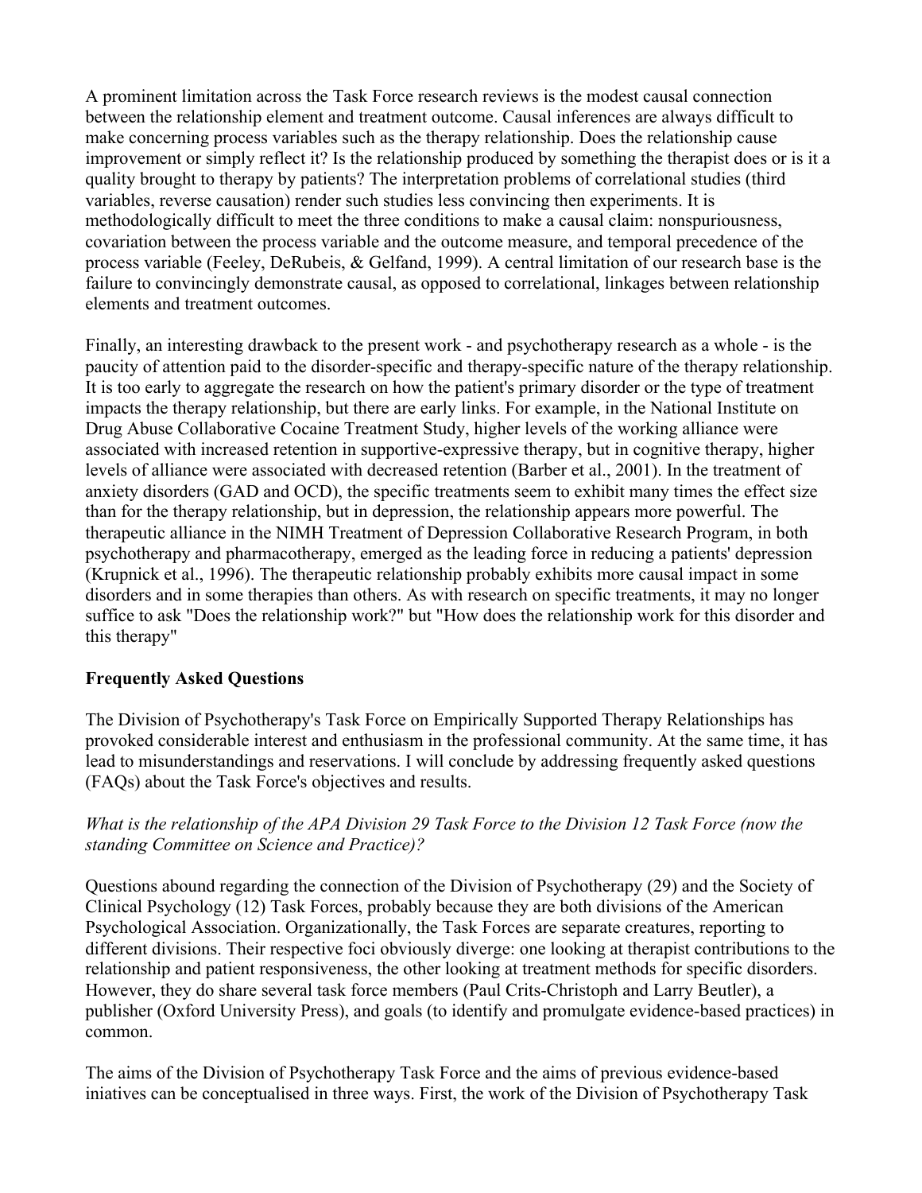A prominent limitation across the Task Force research reviews is the modest causal connection between the relationship element and treatment outcome. Causal inferences are always difficult to make concerning process variables such as the therapy relationship. Does the relationship cause improvement or simply reflect it? Is the relationship produced by something the therapist does or is it a quality brought to therapy by patients? The interpretation problems of correlational studies (third variables, reverse causation) render such studies less convincing then experiments. It is methodologically difficult to meet the three conditions to make a causal claim: nonspuriousness, covariation between the process variable and the outcome measure, and temporal precedence of the process variable (Feeley, DeRubeis, & Gelfand, 1999). A central limitation of our research base is the failure to convincingly demonstrate causal, as opposed to correlational, linkages between relationship elements and treatment outcomes.

Finally, an interesting drawback to the present work - and psychotherapy research as a whole - is the paucity of attention paid to the disorder-specific and therapy-specific nature of the therapy relationship. It is too early to aggregate the research on how the patient's primary disorder or the type of treatment impacts the therapy relationship, but there are early links. For example, in the National Institute on Drug Abuse Collaborative Cocaine Treatment Study, higher levels of the working alliance were associated with increased retention in supportive-expressive therapy, but in cognitive therapy, higher levels of alliance were associated with decreased retention (Barber et al., 2001). In the treatment of anxiety disorders (GAD and OCD), the specific treatments seem to exhibit many times the effect size than for the therapy relationship, but in depression, the relationship appears more powerful. The therapeutic alliance in the NIMH Treatment of Depression Collaborative Research Program, in both psychotherapy and pharmacotherapy, emerged as the leading force in reducing a patients' depression (Krupnick et al., 1996). The therapeutic relationship probably exhibits more causal impact in some disorders and in some therapies than others. As with research on specific treatments, it may no longer suffice to ask "Does the relationship work?" but "How does the relationship work for this disorder and this therapy"

**Frequently Asked Questions**

The Division of Psychotherapy's Task Force on Empirically Supported Therapy Relationships has provoked considerable interest and enthusiasm in the professional community. At the same time, it has lead to misunderstandings and reservations. I will conclude by addressing frequently asked questions (FAQs) about the Task Force's objectives and results.

*What is the relationship of the APA Division 29 Task Force to the Division 12 Task Force (now the standing Committee on Science and Practice)?*

Questions abound regarding the connection of the Division of Psychotherapy (29) and the Society of Clinical Psychology (12) Task Forces, probably because they are both divisions of the American Psychological Association. Organizationally, the Task Forces are separate creatures, reporting to different divisions. Their respective foci obviously diverge: one looking at therapist contributions to the relationship and patient responsiveness, the other looking at treatment methods for specific disorders. However, they do share several task force members (Paul Crits-Christoph and Larry Beutler), a publisher (Oxford University Press), and goals (to identify and promulgate evidence-based practices) in common.

The aims of the Division of Psychotherapy Task Force and the aims of previous evidence-based iniatives can be conceptualised in three ways. First, the work of the Division of Psychotherapy Task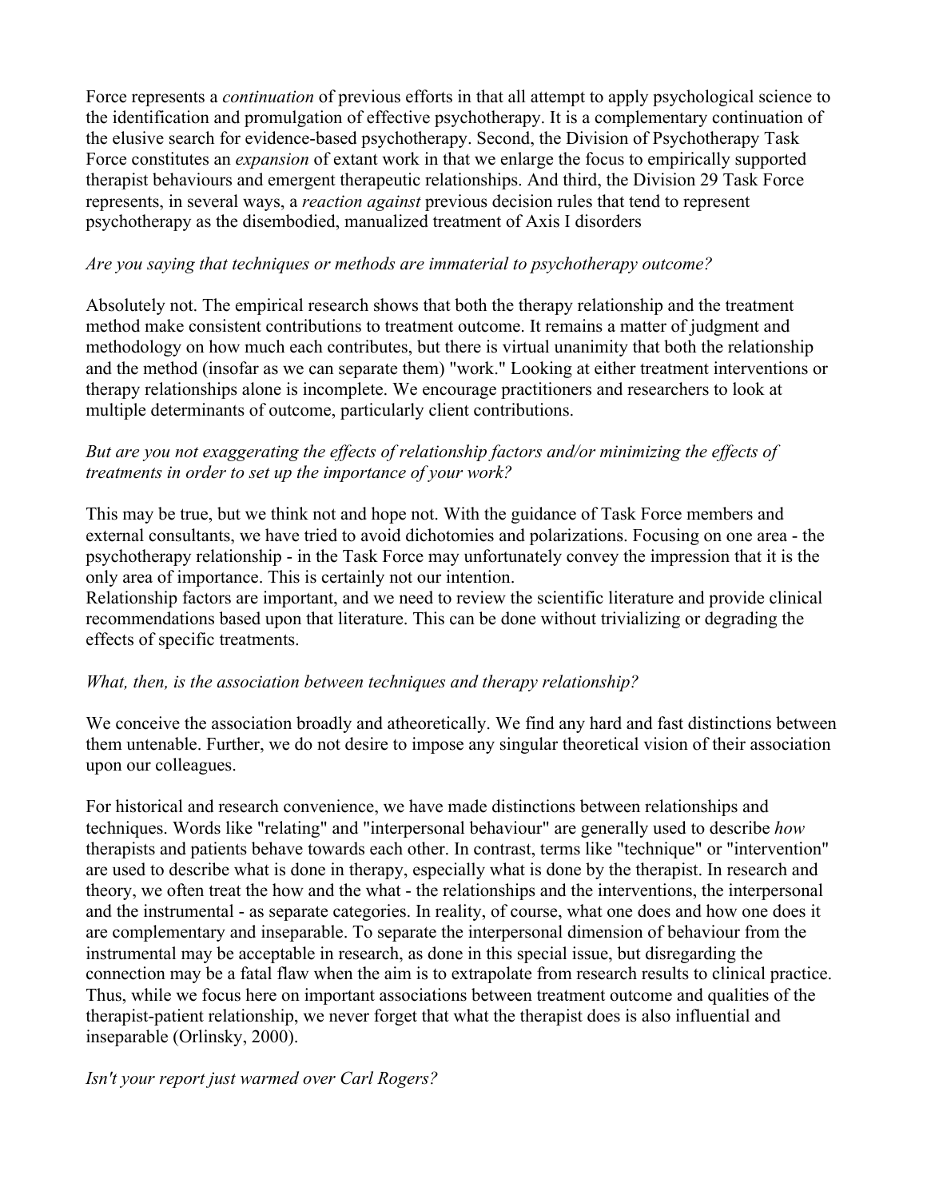Force represents a *continuation* of previous efforts in that all attempt to apply psychological science to the identification and promulgation of effective psychotherapy. It is a complementary continuation of the elusive search for evidence-based psychotherapy. Second, the Division of Psychotherapy Task Force constitutes an *expansion* of extant work in that we enlarge the focus to empirically supported therapist behaviours and emergent therapeutic relationships. And third, the Division 29 Task Force represents, in several ways, a *reaction against* previous decision rules that tend to represent psychotherapy as the disembodied, manualized treatment of Axis I disorders

*Are you saying that techniques or methods are immaterial to psychotherapy outcome?*

Absolutely not. The empirical research shows that both the therapy relationship and the treatment method make consistent contributions to treatment outcome. It remains a matter of judgment and methodology on how much each contributes, but there is virtual unanimity that both the relationship and the method (insofar as we can separate them) "work." Looking at either treatment interventions or therapy relationships alone is incomplete. We encourage practitioners and researchers to look at multiple determinants of outcome, particularly client contributions.

*But are you not exaggerating the effects of relationship factors and/or minimizing the effects of treatments in order to set up the importance of your work?*

This may be true, but we think not and hope not. With the guidance of Task Force members and external consultants, we have tried to avoid dichotomies and polarizations. Focusing on one area - the psychotherapy relationship - in the Task Force may unfortunately convey the impression that it is the only area of importance. This is certainly not our intention.
Relationship factors are important, and we need to review the scientific literature and provide clinical recommendations based upon that literature. This can be done without trivializing or degrading the effects of specific treatments.

*What, then, is the association between techniques and therapy relationship?*

We conceive the association broadly and atheoretically. We find any hard and fast distinctions between them untenable. Further, we do not desire to impose any singular theoretical vision of their association upon our colleagues.

For historical and research convenience, we have made distinctions between relationships and techniques. Words like "relating" and "interpersonal behaviour" are generally used to describe *how* therapists and patients behave towards each other. In contrast, terms like "technique" or "intervention" are used to describe what is done in therapy, especially what is done by the therapist. In research and theory, we often treat the how and the what - the relationships and the interventions, the interpersonal and the instrumental - as separate categories. In reality, of course, what one does and how one does it are complementary and inseparable. To separate the interpersonal dimension of behaviour from the instrumental may be acceptable in research, as done in this special issue, but disregarding the connection may be a fatal flaw when the aim is to extrapolate from research results to clinical practice. Thus, while we focus here on important associations between treatment outcome and qualities of the therapist-patient relationship, we never forget that what the therapist does is also influential and inseparable (Orlinsky, 2000).

*Isn't your report just warmed over Carl Rogers?*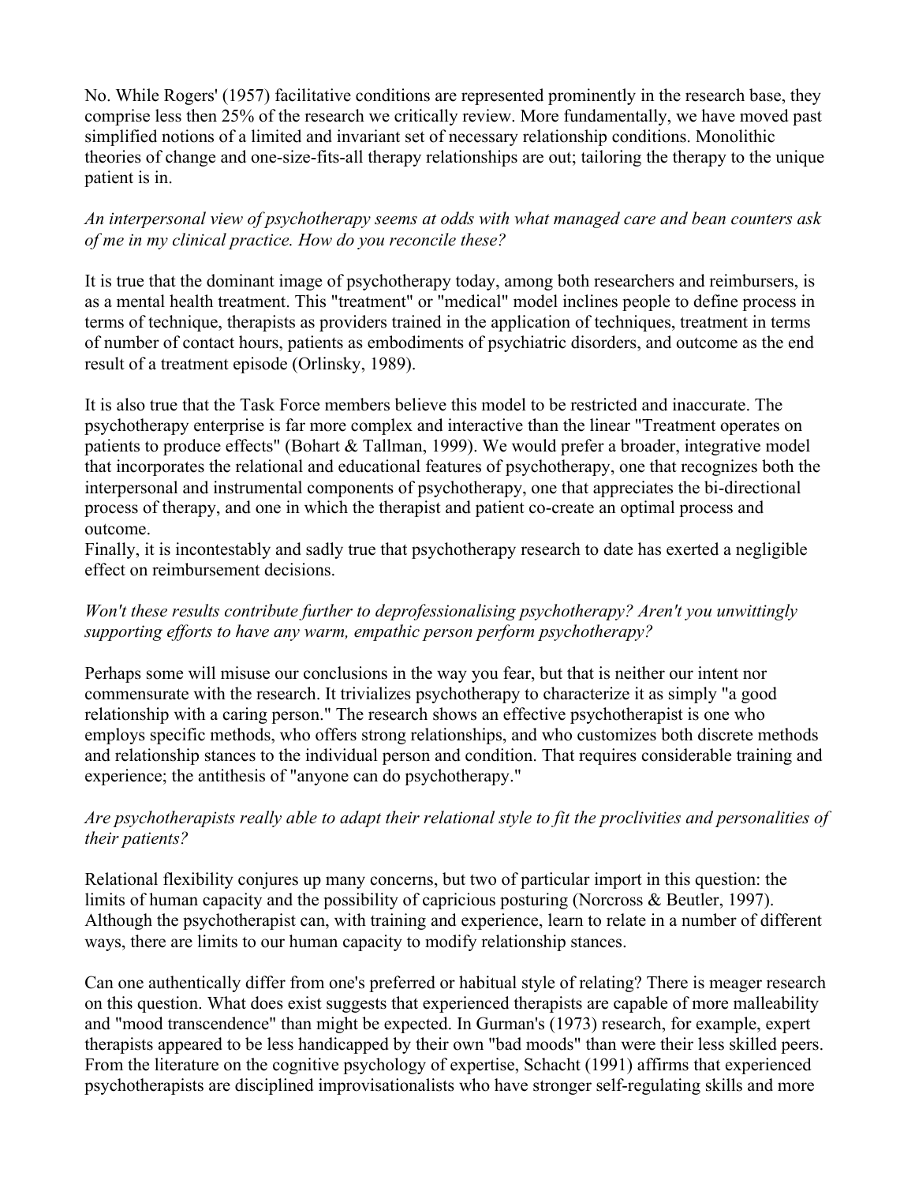No. While Rogers' (1957) facilitative conditions are represented prominently in the research base, they comprise less then 25% of the research we critically review. More fundamentally, we have moved past simplified notions of a limited and invariant set of necessary relationship conditions. Monolithic theories of change and one-size-fits-all therapy relationships are out; tailoring the therapy to the unique patient is in.

*An interpersonal view of psychotherapy seems at odds with what managed care and bean counters ask of me in my clinical practice. How do you reconcile these?*

It is true that the dominant image of psychotherapy today, among both researchers and reimbursers, is as a mental health treatment. This "treatment" or "medical" model inclines people to define process in terms of technique, therapists as providers trained in the application of techniques, treatment in terms of number of contact hours, patients as embodiments of psychiatric disorders, and outcome as the end result of a treatment episode (Orlinsky, 1989).

It is also true that the Task Force members believe this model to be restricted and inaccurate. The psychotherapy enterprise is far more complex and interactive than the linear "Treatment operates on patients to produce effects" (Bohart & Tallman, 1999). We would prefer a broader, integrative model that incorporates the relational and educational features of psychotherapy, one that recognizes both the interpersonal and instrumental components of psychotherapy, one that appreciates the bi-directional process of therapy, and one in which the therapist and patient co-create an optimal process and outcome.

Finally, it is incontestably and sadly true that psychotherapy research to date has exerted a negligible effect on reimbursement decisions.

*Won't these results contribute further to deprofessionalising psychotherapy? Aren't you unwittingly supporting efforts to have any warm, empathic person perform psychotherapy?*

Perhaps some will misuse our conclusions in the way you fear, but that is neither our intent nor commensurate with the research. It trivializes psychotherapy to characterize it as simply "a good relationship with a caring person." The research shows an effective psychotherapist is one who employs specific methods, who offers strong relationships, and who customizes both discrete methods and relationship stances to the individual person and condition. That requires considerable training and experience; the antithesis of "anyone can do psychotherapy."

*Are psychotherapists really able to adapt their relational style to fit the proclivities and personalities of their patients?*

Relational flexibility conjures up many concerns, but two of particular import in this question: the limits of human capacity and the possibility of capricious posturing (Norcross & Beutler, 1997). Although the psychotherapist can, with training and experience, learn to relate in a number of different ways, there are limits to our human capacity to modify relationship stances.

Can one authentically differ from one's preferred or habitual style of relating? There is meager research on this question. What does exist suggests that experienced therapists are capable of more malleability and "mood transcendence" than might be expected. In Gurman's (1973) research, for example, expert therapists appeared to be less handicapped by their own "bad moods" than were their less skilled peers. From the literature on the cognitive psychology of expertise, Schacht (1991) affirms that experienced psychotherapists are disciplined improvisationalists who have stronger self-regulating skills and more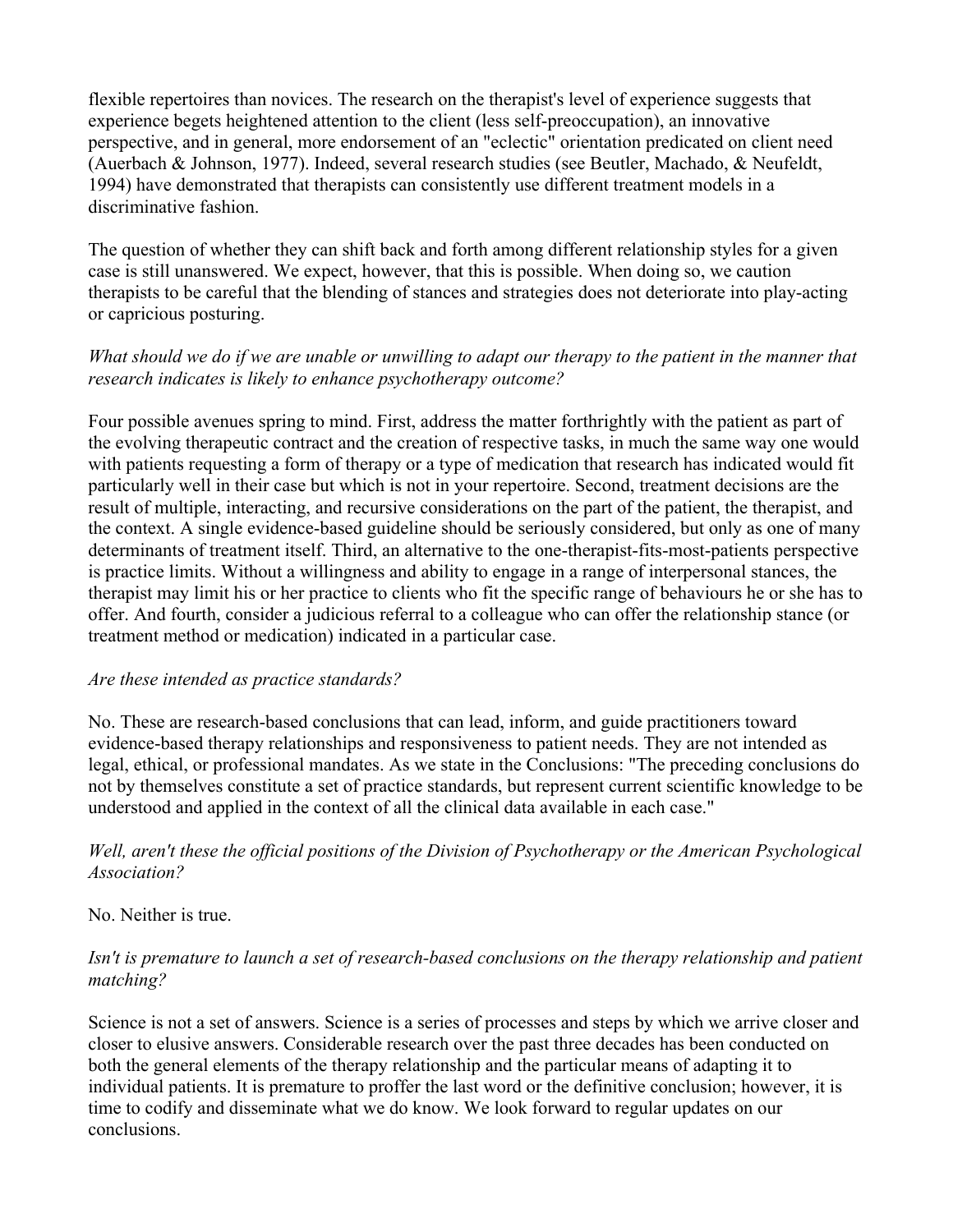flexible repertoires than novices. The research on the therapist's level of experience suggests that experience begets heightened attention to the client (less self-preoccupation), an innovative perspective, and in general, more endorsement of an "eclectic" orientation predicated on client need (Auerbach & Johnson, 1977). Indeed, several research studies (see Beutler, Machado, & Neufeldt, 1994) have demonstrated that therapists can consistently use different treatment models in a discriminative fashion.

The question of whether they can shift back and forth among different relationship styles for a given case is still unanswered. We expect, however, that this is possible. When doing so, we caution therapists to be careful that the blending of stances and strategies does not deteriorate into play-acting or capricious posturing.

*What should we do if we are unable or unwilling to adapt our therapy to the patient in the manner that research indicates is likely to enhance psychotherapy outcome?*

Four possible avenues spring to mind. First, address the matter forthrightly with the patient as part of the evolving therapeutic contract and the creation of respective tasks, in much the same way one would with patients requesting a form of therapy or a type of medication that research has indicated would fit particularly well in their case but which is not in your repertoire. Second, treatment decisions are the result of multiple, interacting, and recursive considerations on the part of the patient, the therapist, and the context. A single evidence-based guideline should be seriously considered, but only as one of many determinants of treatment itself. Third, an alternative to the one-therapist-fits-most-patients perspective is practice limits. Without a willingness and ability to engage in a range of interpersonal stances, the therapist may limit his or her practice to clients who fit the specific range of behaviours he or she has to offer. And fourth, consider a judicious referral to a colleague who can offer the relationship stance (or treatment method or medication) indicated in a particular case.

*Are these intended as practice standards?*

No. These are research-based conclusions that can lead, inform, and guide practitioners toward evidence-based therapy relationships and responsiveness to patient needs. They are not intended as legal, ethical, or professional mandates. As we state in the Conclusions: "The preceding conclusions do not by themselves constitute a set of practice standards, but represent current scientific knowledge to be understood and applied in the context of all the clinical data available in each case."

*Well, aren't these the official positions of the Division of Psychotherapy or the American Psychological Association?*

No. Neither is true.

*Isn't is premature to launch a set of research-based conclusions on the therapy relationship and patient matching?*

Science is not a set of answers. Science is a series of processes and steps by which we arrive closer and closer to elusive answers. Considerable research over the past three decades has been conducted on both the general elements of the therapy relationship and the particular means of adapting it to individual patients. It is premature to proffer the last word or the definitive conclusion; however, it is time to codify and disseminate what we do know. We look forward to regular updates on our conclusions.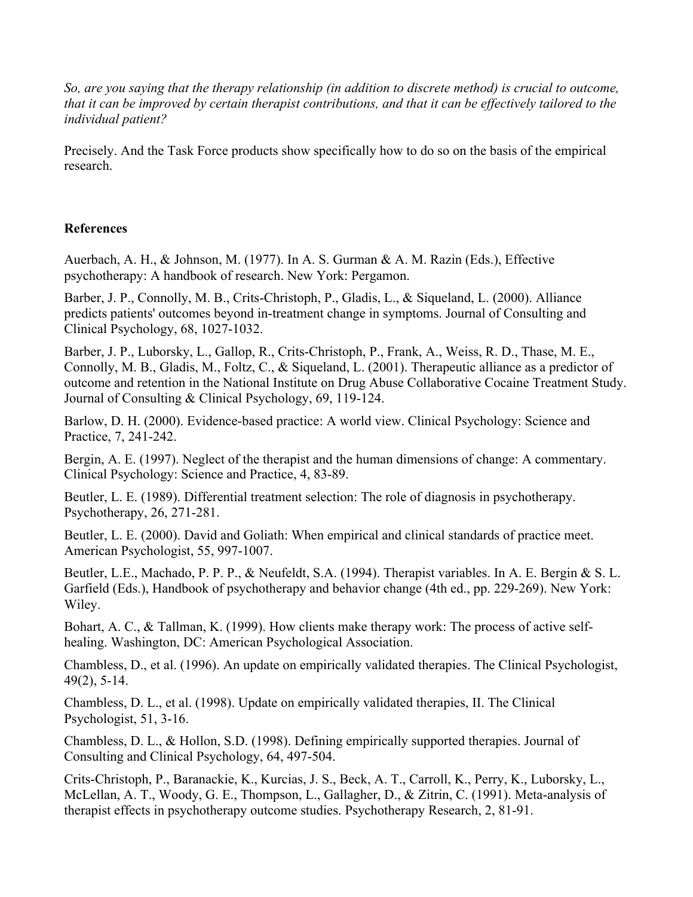*So, are you saying that the therapy relationship (in addition to discrete method) is crucial to outcome, that it can be improved by certain therapist contributions, and that it can be effectively tailored to the individual patient?*

Precisely. And the Task Force products show specifically how to do so on the basis of the empirical research.

**References**

Auerbach, A. H., & Johnson, M. (1977). In A. S. Gurman & A. M. Razin (Eds.), Effective psychotherapy: A handbook of research. New York: Pergamon.

Barber, J. P., Connolly, M. B., Crits-Christoph, P., Gladis, L., & Siqueland, L. (2000). Alliance predicts patients' outcomes beyond in-treatment change in symptoms. Journal of Consulting and Clinical Psychology, 68, 1027-1032.

Barber, J. P., Luborsky, L., Gallop, R., Crits-Christoph, P., Frank, A., Weiss, R. D., Thase, M. E., Connolly, M. B., Gladis, M., Foltz, C., & Siqueland, L. (2001). Therapeutic alliance as a predictor of outcome and retention in the National Institute on Drug Abuse Collaborative Cocaine Treatment Study. Journal of Consulting & Clinical Psychology, 69, 119-124.

Barlow, D. H. (2000). Evidence-based practice: A world view. Clinical Psychology: Science and Practice, 7, 241-242.

Bergin, A. E. (1997). Neglect of the therapist and the human dimensions of change: A commentary. Clinical Psychology: Science and Practice, 4, 83-89.

Beutler, L. E. (1989). Differential treatment selection: The role of diagnosis in psychotherapy. Psychotherapy, 26, 271-281.

Beutler, L. E. (2000). David and Goliath: When empirical and clinical standards of practice meet. American Psychologist, 55, 997-1007.

Beutler, L.E., Machado, P. P. P., & Neufeldt, S.A. (1994). Therapist variables. In A. E. Bergin & S. L. Garfield (Eds.), Handbook of psychotherapy and behavior change (4th ed., pp. 229-269). New York: Wiley.

Bohart, A. C., & Tallman, K. (1999). How clients make therapy work: The process of active self-healing. Washington, DC: American Psychological Association.

Chambless, D., et al. (1996). An update on empirically validated therapies. The Clinical Psychologist, 49(2), 5-14.

Chambless, D. L., et al. (1998). Update on empirically validated therapies, II. The Clinical Psychologist, 51, 3-16.

Chambless, D. L., & Hollon, S.D. (1998). Defining empirically supported therapies. Journal of Consulting and Clinical Psychology, 64, 497-504.

Crits-Christoph, P., Baranackie, K., Kurcias, J. S., Beck, A. T., Carroll, K., Perry, K., Luborsky, L., McLellan, A. T., Woody, G. E., Thompson, L., Gallagher, D., & Zitrin, C. (1991). Meta-analysis of therapist effects in psychotherapy outcome studies. Psychotherapy Research, 2, 81-91.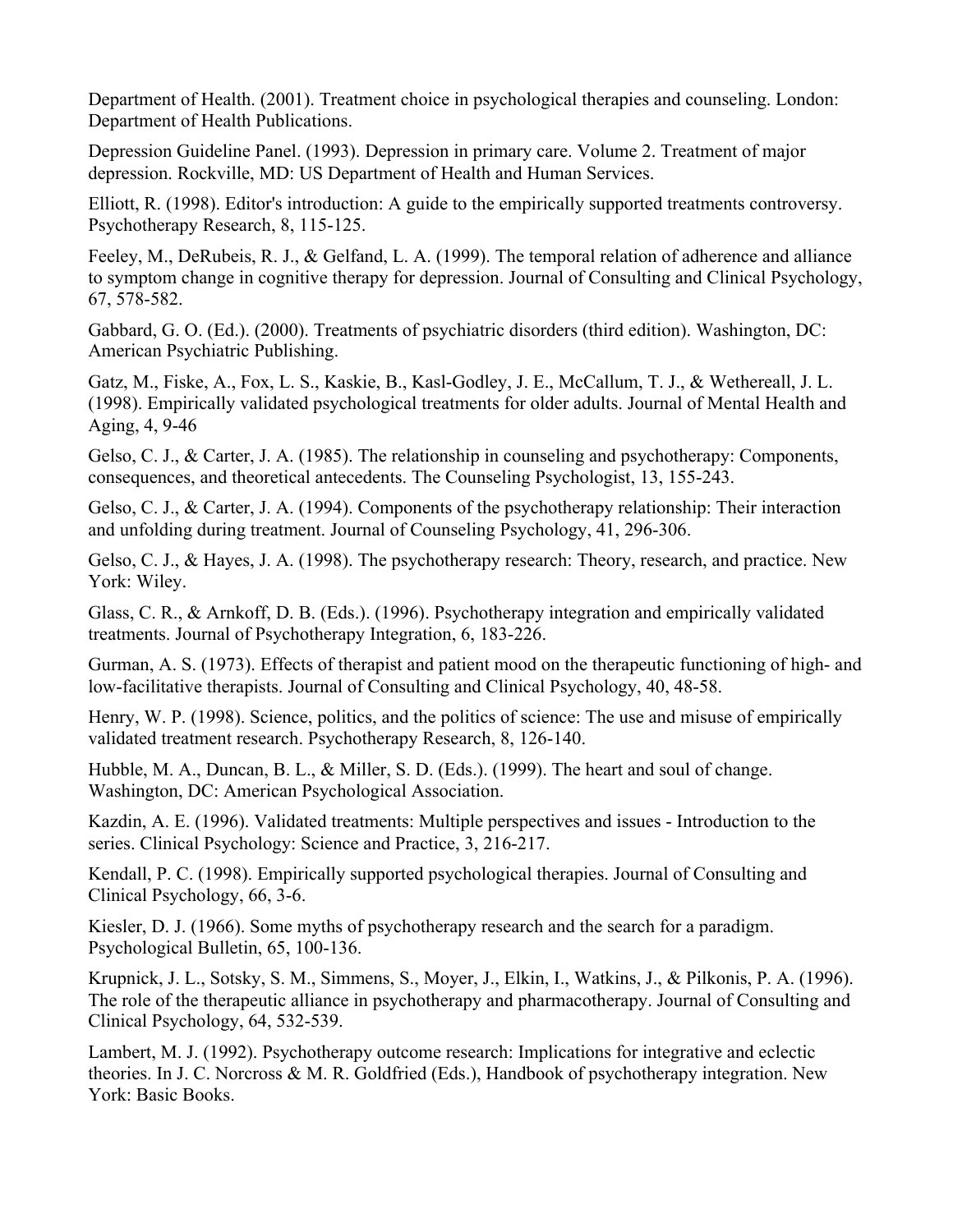Department of Health. (2001). Treatment choice in psychological therapies and counseling. London: Department of Health Publications.

Depression Guideline Panel. (1993). Depression in primary care. Volume 2. Treatment of major depression. Rockville, MD: US Department of Health and Human Services.

Elliott, R. (1998). Editor's introduction: A guide to the empirically supported treatments controversy. Psychotherapy Research, 8, 115-125.

Feeley, M., DeRubeis, R. J., & Gelfand, L. A. (1999). The temporal relation of adherence and alliance to symptom change in cognitive therapy for depression. Journal of Consulting and Clinical Psychology, 67, 578-582.

Gabbard, G. O. (Ed.). (2000). Treatments of psychiatric disorders (third edition). Washington, DC: American Psychiatric Publishing.

Gatz, M., Fiske, A., Fox, L. S., Kaskie, B., Kasl-Godley, J. E., McCallum, T. J., & Wethereall, J. L. (1998). Empirically validated psychological treatments for older adults. Journal of Mental Health and Aging, 4, 9-46

Gelso, C. J., & Carter, J. A. (1985). The relationship in counseling and psychotherapy: Components, consequences, and theoretical antecedents. The Counseling Psychologist, 13, 155-243.

Gelso, C. J., & Carter, J. A. (1994). Components of the psychotherapy relationship: Their interaction and unfolding during treatment. Journal of Counseling Psychology, 41, 296-306.

Gelso, C. J., & Hayes, J. A. (1998). The psychotherapy research: Theory, research, and practice. New York: Wiley.

Glass, C. R., & Arnkoff, D. B. (Eds.). (1996). Psychotherapy integration and empirically validated treatments. Journal of Psychotherapy Integration, 6, 183-226.

Gurman, A. S. (1973). Effects of therapist and patient mood on the therapeutic functioning of high- and low-facilitative therapists. Journal of Consulting and Clinical Psychology, 40, 48-58.

Henry, W. P. (1998). Science, politics, and the politics of science: The use and misuse of empirically validated treatment research. Psychotherapy Research, 8, 126-140.

Hubble, M. A., Duncan, B. L., & Miller, S. D. (Eds.). (1999). The heart and soul of change. Washington, DC: American Psychological Association.

Kazdin, A. E. (1996). Validated treatments: Multiple perspectives and issues - Introduction to the series. Clinical Psychology: Science and Practice, 3, 216-217.

Kendall, P. C. (1998). Empirically supported psychological therapies. Journal of Consulting and Clinical Psychology, 66, 3-6.

Kiesler, D. J. (1966). Some myths of psychotherapy research and the search for a paradigm. Psychological Bulletin, 65, 100-136.

Krupnick, J. L., Sotsky, S. M., Simmens, S., Moyer, J., Elkin, I., Watkins, J., & Pilkonis, P. A. (1996). The role of the therapeutic alliance in psychotherapy and pharmacotherapy. Journal of Consulting and Clinical Psychology, 64, 532-539.

Lambert, M. J. (1992). Psychotherapy outcome research: Implications for integrative and eclectic theories. In J. C. Norcross & M. R. Goldfried (Eds.), Handbook of psychotherapy integration. New York: Basic Books.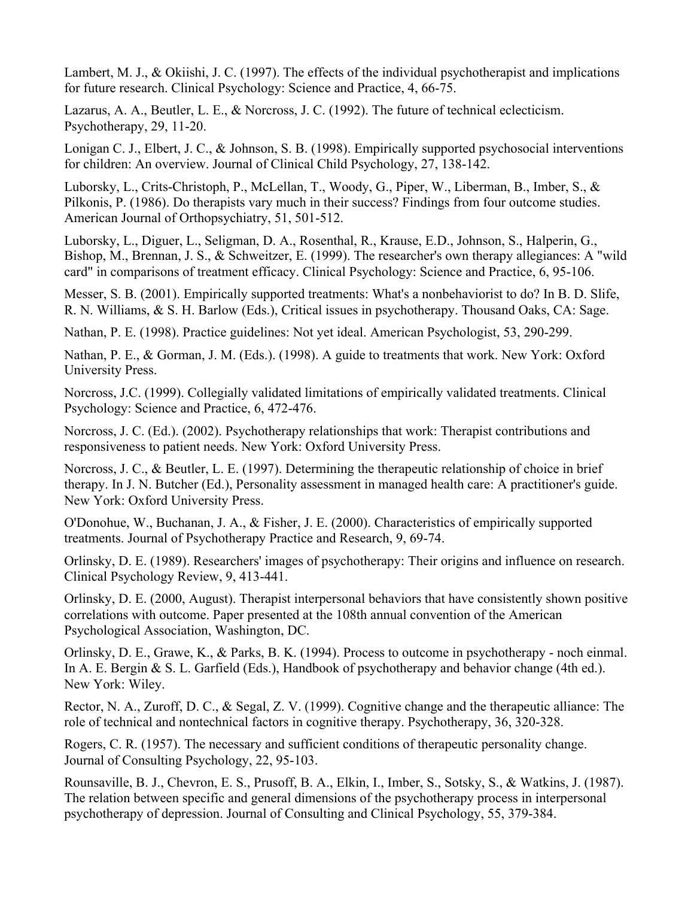Lambert, M. J., & Okiishi, J. C. (1997). The effects of the individual psychotherapist and implications for future research. Clinical Psychology: Science and Practice, 4, 66-75.

Lazarus, A. A., Beutler, L. E., & Norcross, J. C. (1992). The future of technical eclecticism. Psychotherapy, 29, 11-20.

Lonigan C. J., Elbert, J. C., & Johnson, S. B. (1998). Empirically supported psychosocial interventions for children: An overview. Journal of Clinical Child Psychology, 27, 138-142.

Luborsky, L., Crits-Christoph, P., McLellan, T., Woody, G., Piper, W., Liberman, B., Imber, S., & Pilkonis, P. (1986). Do therapists vary much in their success? Findings from four outcome studies. American Journal of Orthopsychiatry, 51, 501-512.

Luborsky, L., Diguer, L., Seligman, D. A., Rosenthal, R., Krause, E.D., Johnson, S., Halperin, G., Bishop, M., Brennan, J. S., & Schweitzer, E. (1999). The researcher's own therapy allegiances: A "wild card" in comparisons of treatment efficacy. Clinical Psychology: Science and Practice, 6, 95-106.

Messer, S. B. (2001). Empirically supported treatments: What's a nonbehaviorist to do? In B. D. Slife, R. N. Williams, & S. H. Barlow (Eds.), Critical issues in psychotherapy. Thousand Oaks, CA: Sage.

Nathan, P. E. (1998). Practice guidelines: Not yet ideal. American Psychologist, 53, 290-299.

Nathan, P. E., & Gorman, J. M. (Eds.). (1998). A guide to treatments that work. New York: Oxford University Press.

Norcross, J.C. (1999). Collegially validated limitations of empirically validated treatments. Clinical Psychology: Science and Practice, 6, 472-476.

Norcross, J. C. (Ed.). (2002). Psychotherapy relationships that work: Therapist contributions and responsiveness to patient needs. New York: Oxford University Press.

Norcross, J. C., & Beutler, L. E. (1997). Determining the therapeutic relationship of choice in brief therapy. In J. N. Butcher (Ed.), Personality assessment in managed health care: A practitioner's guide. New York: Oxford University Press.

O'Donohue, W., Buchanan, J. A., & Fisher, J. E. (2000). Characteristics of empirically supported treatments. Journal of Psychotherapy Practice and Research, 9, 69-74.

Orlinsky, D. E. (1989). Researchers' images of psychotherapy: Their origins and influence on research. Clinical Psychology Review, 9, 413-441.

Orlinsky, D. E. (2000, August). Therapist interpersonal behaviors that have consistently shown positive correlations with outcome. Paper presented at the 108th annual convention of the American Psychological Association, Washington, DC.

Orlinsky, D. E., Grawe, K., & Parks, B. K. (1994). Process to outcome in psychotherapy - noch einmal. In A. E. Bergin & S. L. Garfield (Eds.), Handbook of psychotherapy and behavior change (4th ed.). New York: Wiley.

Rector, N. A., Zuroff, D. C., & Segal, Z. V. (1999). Cognitive change and the therapeutic alliance: The role of technical and nontechnical factors in cognitive therapy. Psychotherapy, 36, 320-328.

Rogers, C. R. (1957). The necessary and sufficient conditions of therapeutic personality change. Journal of Consulting Psychology, 22, 95-103.

Rounsaville, B. J., Chevron, E. S., Prusoff, B. A., Elkin, I., Imber, S., Sotsky, S., & Watkins, J. (1987). The relation between specific and general dimensions of the psychotherapy process in interpersonal psychotherapy of depression. Journal of Consulting and Clinical Psychology, 55, 379-384.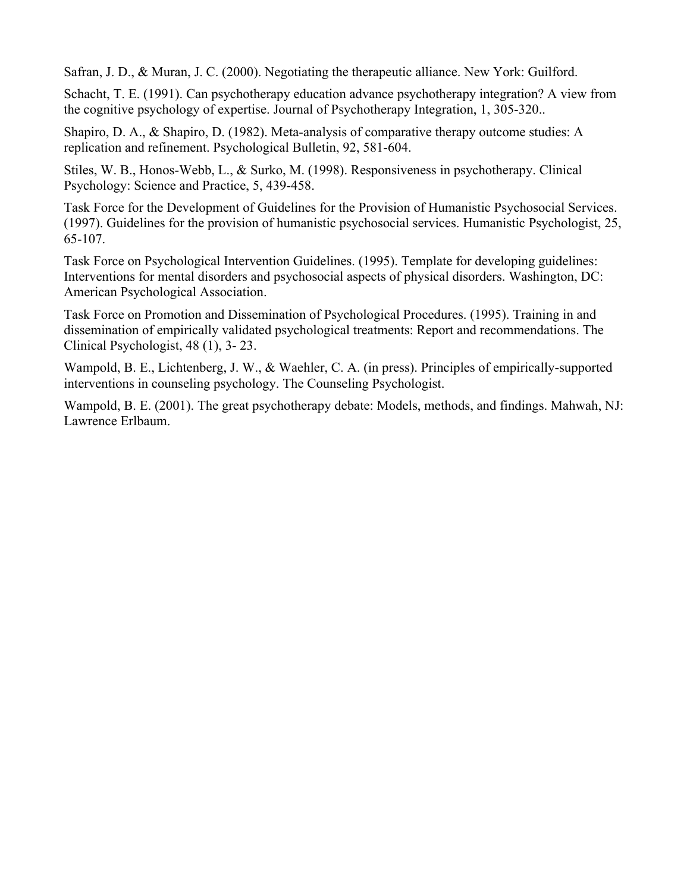Safran, J. D., & Muran, J. C. (2000). Negotiating the therapeutic alliance. New York: Guilford.

Schacht, T. E. (1991). Can psychotherapy education advance psychotherapy integration? A view from the cognitive psychology of expertise. Journal of Psychotherapy Integration, 1, 305-320..

Shapiro, D. A., & Shapiro, D. (1982). Meta-analysis of comparative therapy outcome studies: A replication and refinement. Psychological Bulletin, 92, 581-604.

Stiles, W. B., Honos-Webb, L., & Surko, M. (1998). Responsiveness in psychotherapy. Clinical Psychology: Science and Practice, 5, 439-458.

Task Force for the Development of Guidelines for the Provision of Humanistic Psychosocial Services. (1997). Guidelines for the provision of humanistic psychosocial services. Humanistic Psychologist, 25, 65-107.

Task Force on Psychological Intervention Guidelines. (1995). Template for developing guidelines: Interventions for mental disorders and psychosocial aspects of physical disorders. Washington, DC: American Psychological Association.

Task Force on Promotion and Dissemination of Psychological Procedures. (1995). Training in and dissemination of empirically validated psychological treatments: Report and recommendations. The Clinical Psychologist, 48 (1), 3- 23.

Wampold, B. E., Lichtenberg, J. W., & Waehler, C. A. (in press). Principles of empirically-supported interventions in counseling psychology. The Counseling Psychologist.

Wampold, B. E. (2001). The great psychotherapy debate: Models, methods, and findings. Mahwah, NJ: Lawrence Erlbaum.